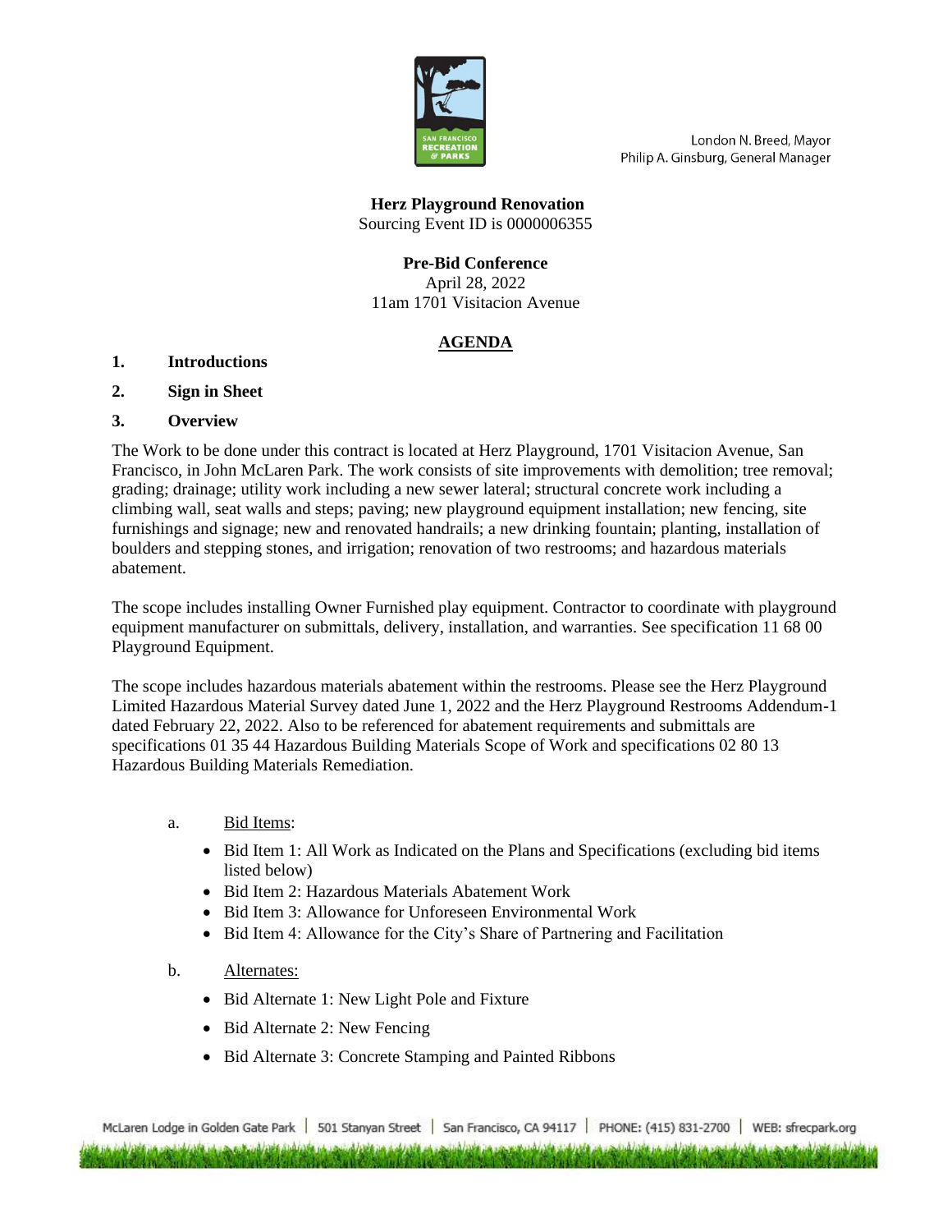London N. Breed, Mayor
Philip A. Ginsburg, General Manager

**Herz Playground Renovation**
Sourcing Event ID is 0000006355

**Pre-Bid Conference**
April 28, 2022
11am 1701 Visitacion Avenue

## AGENDA

**1. Introductions**

**2. Sign in Sheet**

**3. Overview**

The Work to be done under this contract is located at Herz Playground, 1701 Visitacion Avenue, San Francisco, in John McLaren Park. The work consists of site improvements with demolition; tree removal; grading; drainage; utility work including a new sewer lateral; structural concrete work including a climbing wall, seat walls and steps; paving; new playground equipment installation; new fencing, site furnishings and signage; new and renovated handrails; a new drinking fountain; planting, installation of boulders and stepping stones, and irrigation; renovation of two restrooms; and hazardous materials abatement.

The scope includes installing Owner Furnished play equipment. Contractor to coordinate with playground equipment manufacturer on submittals, delivery, installation, and warranties. See specification 11 68 00 Playground Equipment.

The scope includes hazardous materials abatement within the restrooms. Please see the Herz Playground Limited Hazardous Material Survey dated June 1, 2022 and the Herz Playground Restrooms Addendum-1 dated February 22, 2022. Also to be referenced for abatement requirements and submittals are specifications 01 35 44 Hazardous Building Materials Scope of Work and specifications 02 80 13 Hazardous Building Materials Remediation.

a. Bid Items:

- Bid Item 1: All Work as Indicated on the Plans and Specifications (excluding bid items listed below)
- Bid Item 2: Hazardous Materials Abatement Work
- Bid Item 3: Allowance for Unforeseen Environmental Work
- Bid Item 4: Allowance for the City's Share of Partnering and Facilitation

b. Alternates:

- Bid Alternate 1: New Light Pole and Fixture
- Bid Alternate 2: New Fencing
- Bid Alternate 3: Concrete Stamping and Painted Ribbons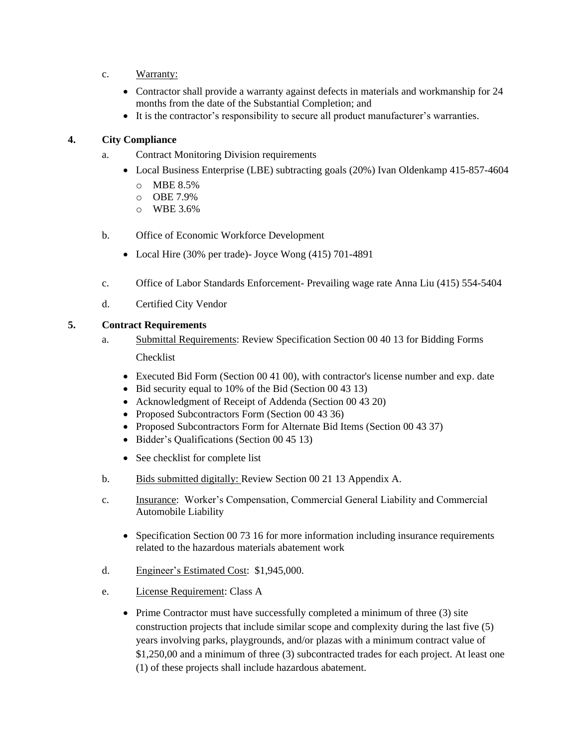c. <u>Warranty:</u>

- Contractor shall provide a warranty against defects in materials and workmanship for 24 months from the date of the Substantial Completion; and
- It is the contractor's responsibility to secure all product manufacturer's warranties.

**4. City Compliance**

a. Contract Monitoring Division requirements

- Local Business Enterprise (LBE) subtracting goals (20%) Ivan Oldenkamp 415-857-4604
  - MBE 8.5%
  - OBE 7.9%
  - WBE 3.6%

b. Office of Economic Workforce Development

- Local Hire (30% per trade)- Joyce Wong (415) 701-4891

c. Office of Labor Standards Enforcement- Prevailing wage rate Anna Liu (415) 554-5404

d. Certified City Vendor

**5. Contract Requirements**

a. <u>Submittal Requirements</u>: Review Specification Section 00 40 13 for Bidding Forms Checklist

- Executed Bid Form (Section 00 41 00), with contractor's license number and exp. date
- Bid security equal to 10% of the Bid (Section 00 43 13)
- Acknowledgment of Receipt of Addenda (Section 00 43 20)
- Proposed Subcontractors Form (Section 00 43 36)
- Proposed Subcontractors Form for Alternate Bid Items (Section 00 43 37)
- Bidder's Qualifications (Section 00 45 13)
- See checklist for complete list

b. <u>Bids submitted digitally:</u> Review Section 00 21 13 Appendix A.

c. <u>Insurance</u>: Worker's Compensation, Commercial General Liability and Commercial Automobile Liability

- Specification Section 00 73 16 for more information including insurance requirements related to the hazardous materials abatement work

d. <u>Engineer's Estimated Cost</u>: $1,945,000.

e. <u>License Requirement</u>: Class A

- Prime Contractor must have successfully completed a minimum of three (3) site construction projects that include similar scope and complexity during the last five (5) years involving parks, playgrounds, and/or plazas with a minimum contract value of $1,250,00 and a minimum of three (3) subcontracted trades for each project. At least one (1) of these projects shall include hazardous abatement.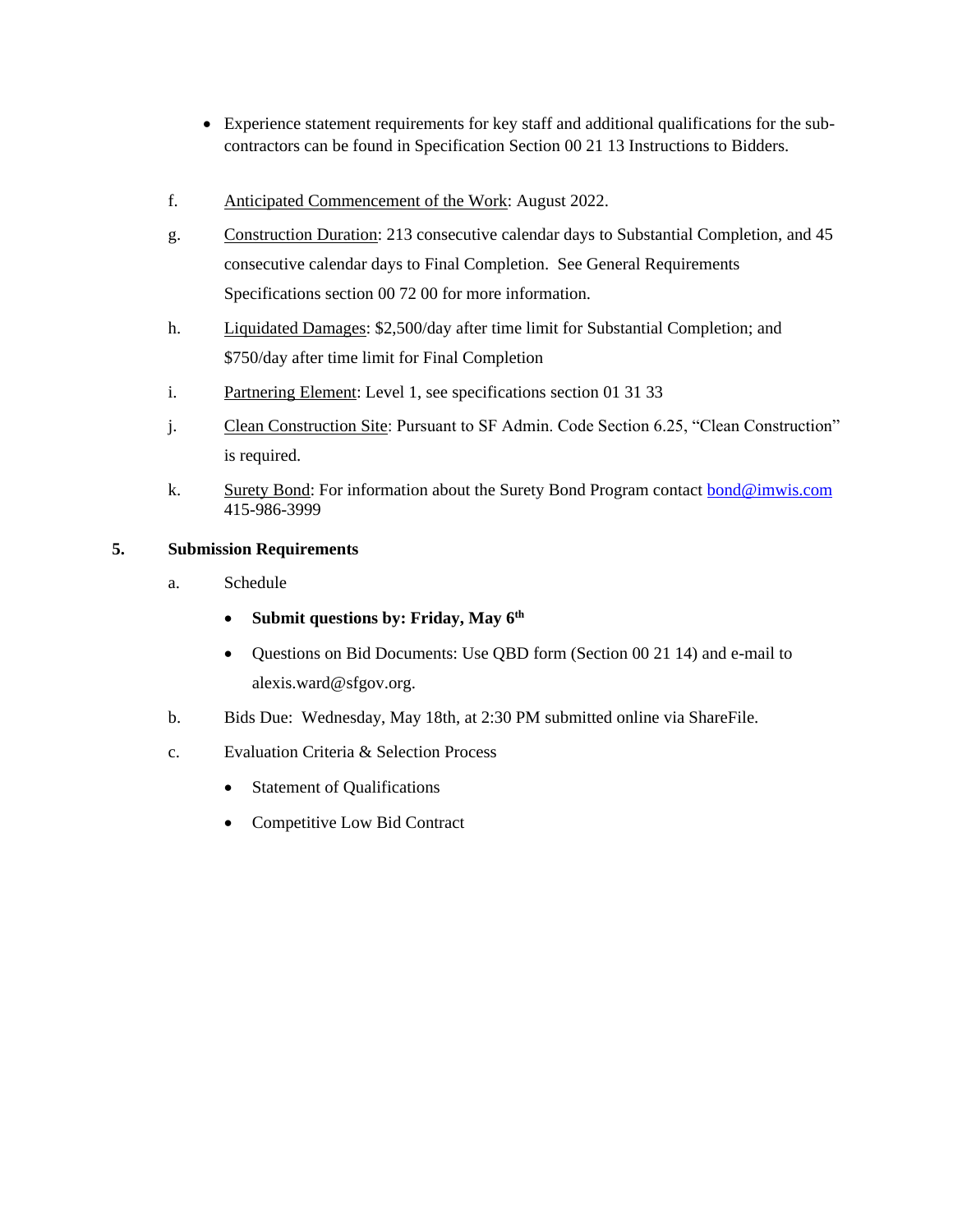- Experience statement requirements for key staff and additional qualifications for the sub-contractors can be found in Specification Section 00 21 13 Instructions to Bidders.

f. Anticipated Commencement of the Work: August 2022.

g. Construction Duration: 213 consecutive calendar days to Substantial Completion, and 45 consecutive calendar days to Final Completion. See General Requirements Specifications section 00 72 00 for more information.

h. Liquidated Damages: $2,500/day after time limit for Substantial Completion; and $750/day after time limit for Final Completion

i. Partnering Element: Level 1, see specifications section 01 31 33

j. Clean Construction Site: Pursuant to SF Admin. Code Section 6.25, "Clean Construction" is required.

k. Surety Bond: For information about the Surety Bond Program contact bond@imwis.com 415-986-3999

**5. Submission Requirements**

a. Schedule

- **Submit questions by: Friday, May 6th**
- Questions on Bid Documents: Use QBD form (Section 00 21 14) and e-mail to alexis.ward@sfgov.org.

b. Bids Due: Wednesday, May 18th, at 2:30 PM submitted online via ShareFile.

c. Evaluation Criteria & Selection Process

- Statement of Qualifications
- Competitive Low Bid Contract